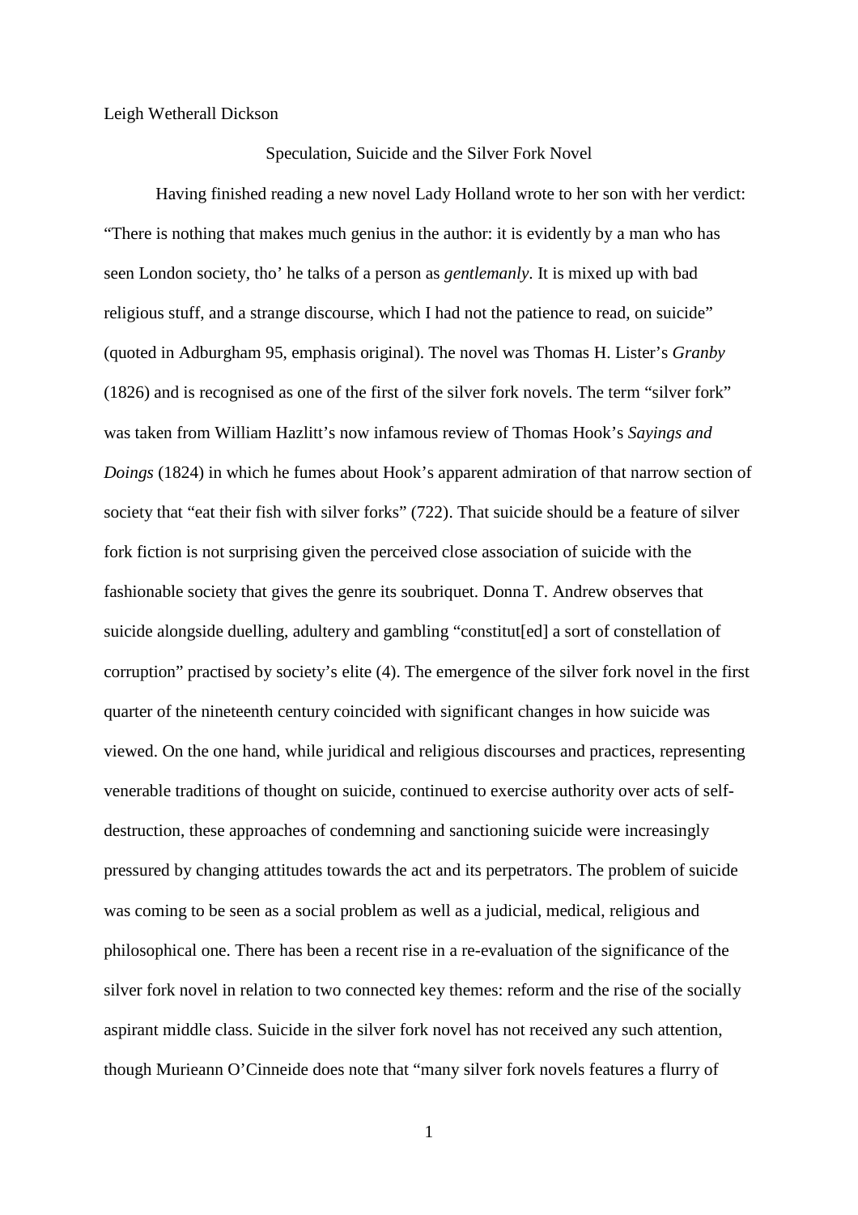Leigh Wetherall Dickson

# Speculation, Suicide and the Silver Fork Novel

Having finished reading a new novel Lady Holland wrote to her son with her verdict: "There is nothing that makes much genius in the author: it is evidently by a man who has seen London society, tho' he talks of a person as *gentlemanly*. It is mixed up with bad religious stuff, and a strange discourse, which I had not the patience to read, on suicide" (quoted in Adburgham 95, emphasis original). The novel was Thomas H. Lister's *Granby* (1826) and is recognised as one of the first of the silver fork novels. The term "silver fork" was taken from William Hazlitt's now infamous review of Thomas Hook's *Sayings and Doings* (1824) in which he fumes about Hook's apparent admiration of that narrow section of society that "eat their fish with silver forks" (722). That suicide should be a feature of silver fork fiction is not surprising given the perceived close association of suicide with the fashionable society that gives the genre its soubriquet. Donna T. Andrew observes that suicide alongside duelling, adultery and gambling "constitut[ed] a sort of constellation of corruption" practised by society's elite (4). The emergence of the silver fork novel in the first quarter of the nineteenth century coincided with significant changes in how suicide was viewed. On the one hand, while juridical and religious discourses and practices, representing venerable traditions of thought on suicide, continued to exercise authority over acts of self-destruction, these approaches of condemning and sanctioning suicide were increasingly pressured by changing attitudes towards the act and its perpetrators. The problem of suicide was coming to be seen as a social problem as well as a judicial, medical, religious and philosophical one. There has been a recent rise in a re-evaluation of the significance of the silver fork novel in relation to two connected key themes: reform and the rise of the socially aspirant middle class. Suicide in the silver fork novel has not received any such attention, though Murieann O'Cinneide does note that "many silver fork novels features a flurry of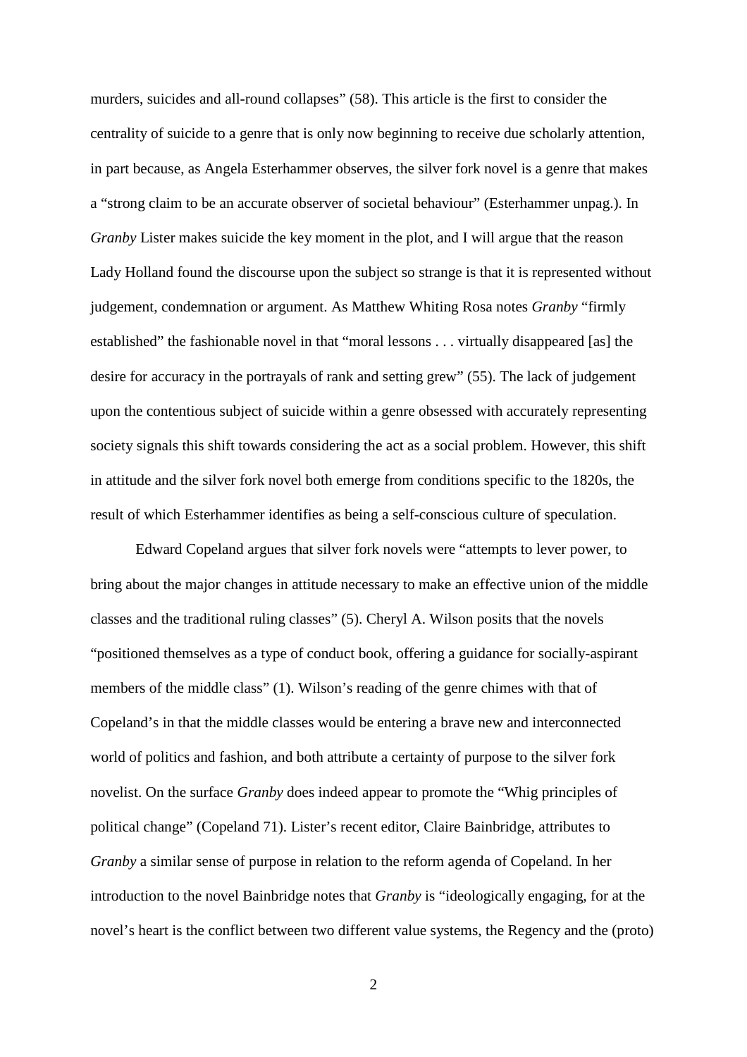murders, suicides and all-round collapses" (58). This article is the first to consider the centrality of suicide to a genre that is only now beginning to receive due scholarly attention, in part because, as Angela Esterhammer observes, the silver fork novel is a genre that makes a "strong claim to be an accurate observer of societal behaviour" (Esterhammer unpag.). In *Granby* Lister makes suicide the key moment in the plot, and I will argue that the reason Lady Holland found the discourse upon the subject so strange is that it is represented without judgement, condemnation or argument. As Matthew Whiting Rosa notes *Granby* "firmly established" the fashionable novel in that "moral lessons . . . virtually disappeared [as] the desire for accuracy in the portrayals of rank and setting grew" (55). The lack of judgement upon the contentious subject of suicide within a genre obsessed with accurately representing society signals this shift towards considering the act as a social problem. However, this shift in attitude and the silver fork novel both emerge from conditions specific to the 1820s, the result of which Esterhammer identifies as being a self-conscious culture of speculation.

Edward Copeland argues that silver fork novels were "attempts to lever power, to bring about the major changes in attitude necessary to make an effective union of the middle classes and the traditional ruling classes" (5). Cheryl A. Wilson posits that the novels "positioned themselves as a type of conduct book, offering a guidance for socially-aspirant members of the middle class" (1). Wilson's reading of the genre chimes with that of Copeland's in that the middle classes would be entering a brave new and interconnected world of politics and fashion, and both attribute a certainty of purpose to the silver fork novelist. On the surface *Granby* does indeed appear to promote the "Whig principles of political change" (Copeland 71). Lister's recent editor, Claire Bainbridge, attributes to *Granby* a similar sense of purpose in relation to the reform agenda of Copeland. In her introduction to the novel Bainbridge notes that *Granby* is "ideologically engaging, for at the novel's heart is the conflict between two different value systems, the Regency and the (proto)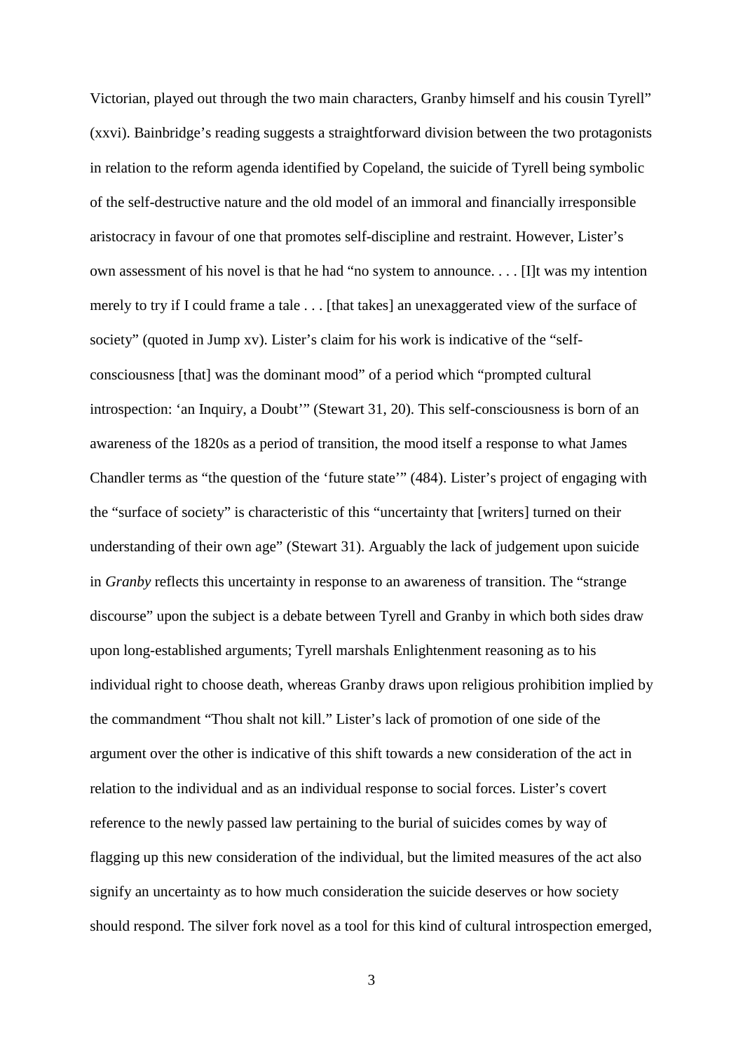Victorian, played out through the two main characters, Granby himself and his cousin Tyrell" (xxvi). Bainbridge's reading suggests a straightforward division between the two protagonists in relation to the reform agenda identified by Copeland, the suicide of Tyrell being symbolic of the self-destructive nature and the old model of an immoral and financially irresponsible aristocracy in favour of one that promotes self-discipline and restraint. However, Lister's own assessment of his novel is that he had "no system to announce. . . . [I]t was my intention merely to try if I could frame a tale . . . [that takes] an unexaggerated view of the surface of society" (quoted in Jump xv). Lister's claim for his work is indicative of the "self-consciousness [that] was the dominant mood" of a period which "prompted cultural introspection: 'an Inquiry, a Doubt'" (Stewart 31, 20). This self-consciousness is born of an awareness of the 1820s as a period of transition, the mood itself a response to what James Chandler terms as "the question of the 'future state'" (484). Lister's project of engaging with the "surface of society" is characteristic of this "uncertainty that [writers] turned on their understanding of their own age" (Stewart 31). Arguably the lack of judgement upon suicide in *Granby* reflects this uncertainty in response to an awareness of transition. The "strange discourse" upon the subject is a debate between Tyrell and Granby in which both sides draw upon long-established arguments; Tyrell marshals Enlightenment reasoning as to his individual right to choose death, whereas Granby draws upon religious prohibition implied by the commandment "Thou shalt not kill." Lister's lack of promotion of one side of the argument over the other is indicative of this shift towards a new consideration of the act in relation to the individual and as an individual response to social forces. Lister's covert reference to the newly passed law pertaining to the burial of suicides comes by way of flagging up this new consideration of the individual, but the limited measures of the act also signify an uncertainty as to how much consideration the suicide deserves or how society should respond. The silver fork novel as a tool for this kind of cultural introspection emerged,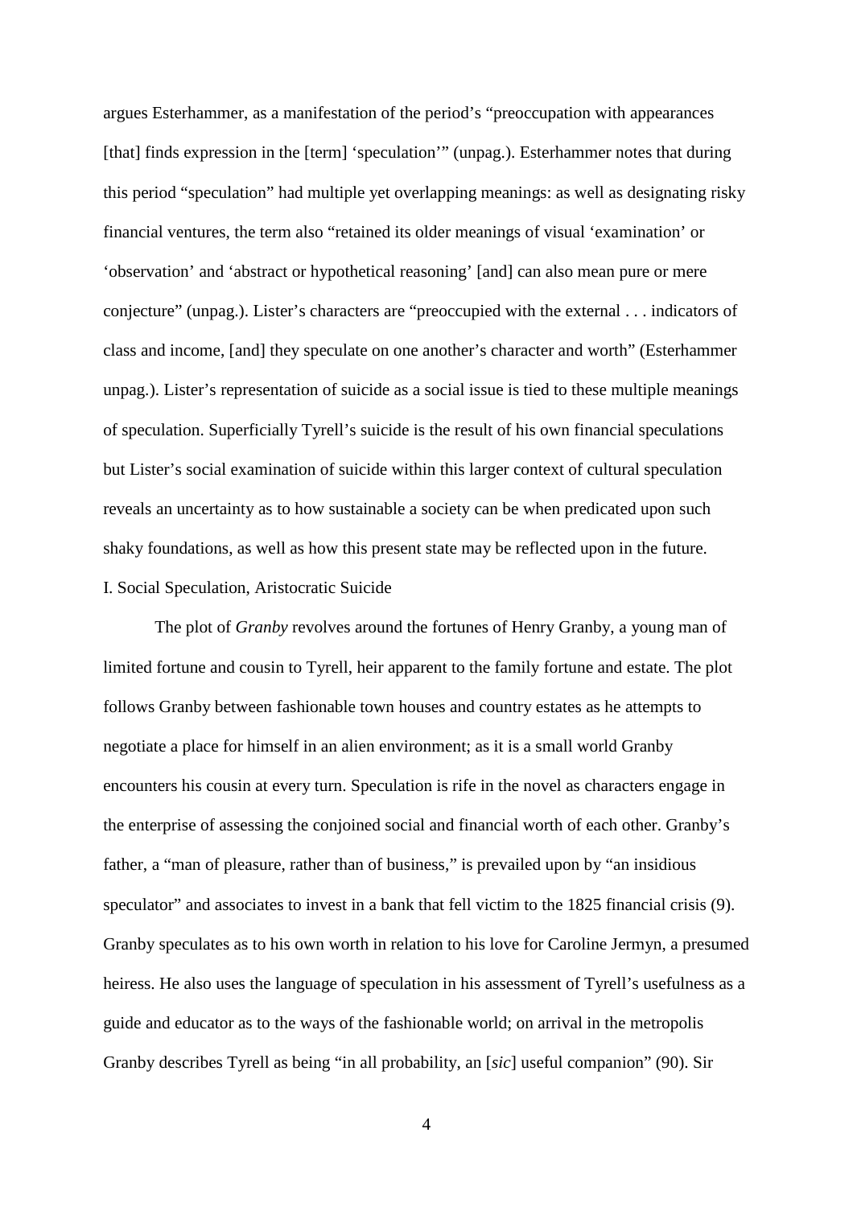argues Esterhammer, as a manifestation of the period's "preoccupation with appearances [that] finds expression in the [term] 'speculation'" (unpag.). Esterhammer notes that during this period "speculation" had multiple yet overlapping meanings: as well as designating risky financial ventures, the term also "retained its older meanings of visual 'examination' or 'observation' and 'abstract or hypothetical reasoning' [and] can also mean pure or mere conjecture" (unpag.). Lister's characters are "preoccupied with the external . . . indicators of class and income, [and] they speculate on one another's character and worth" (Esterhammer unpag.). Lister's representation of suicide as a social issue is tied to these multiple meanings of speculation. Superficially Tyrell's suicide is the result of his own financial speculations but Lister's social examination of suicide within this larger context of cultural speculation reveals an uncertainty as to how sustainable a society can be when predicated upon such shaky foundations, as well as how this present state may be reflected upon in the future.

## I. Social Speculation, Aristocratic Suicide

The plot of *Granby* revolves around the fortunes of Henry Granby, a young man of limited fortune and cousin to Tyrell, heir apparent to the family fortune and estate. The plot follows Granby between fashionable town houses and country estates as he attempts to negotiate a place for himself in an alien environment; as it is a small world Granby encounters his cousin at every turn. Speculation is rife in the novel as characters engage in the enterprise of assessing the conjoined social and financial worth of each other. Granby's father, a "man of pleasure, rather than of business," is prevailed upon by "an insidious speculator" and associates to invest in a bank that fell victim to the 1825 financial crisis (9). Granby speculates as to his own worth in relation to his love for Caroline Jermyn, a presumed heiress. He also uses the language of speculation in his assessment of Tyrell's usefulness as a guide and educator as to the ways of the fashionable world; on arrival in the metropolis Granby describes Tyrell as being "in all probability, an [*sic*] useful companion" (90). Sir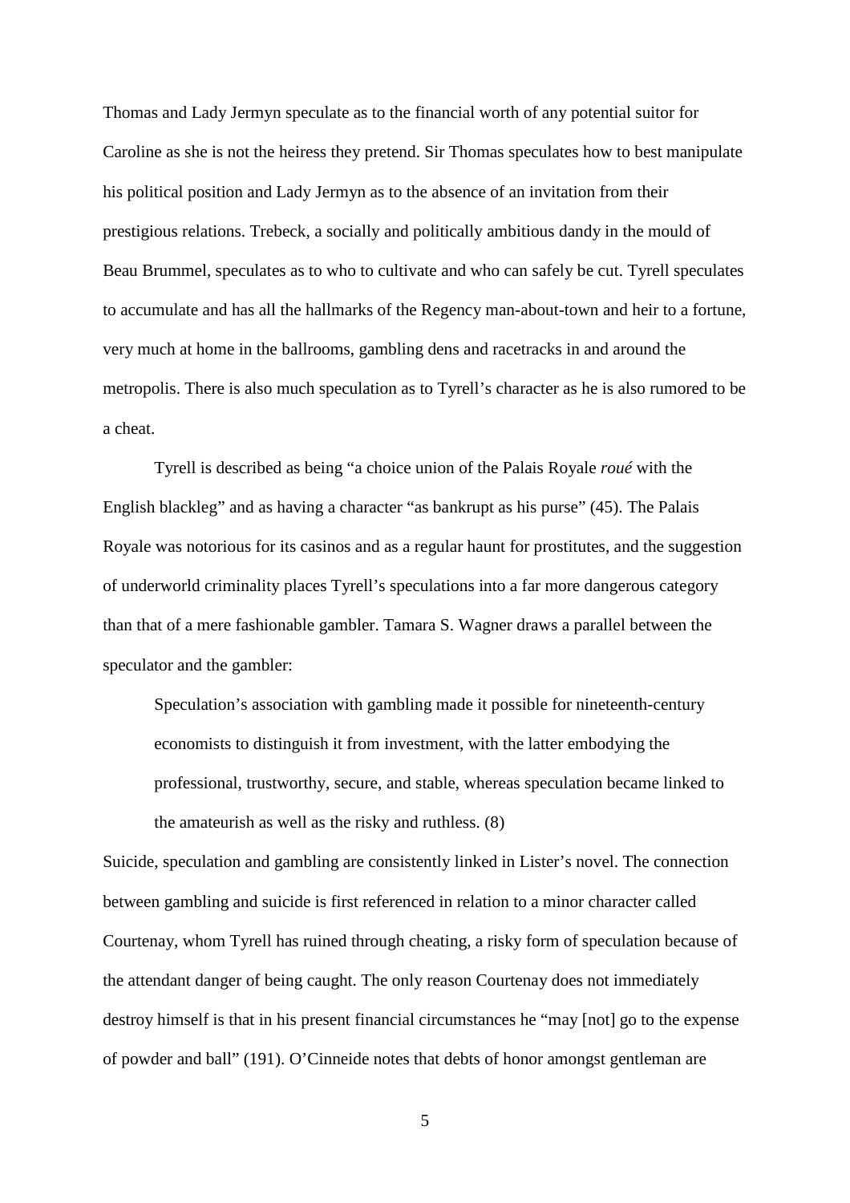Thomas and Lady Jermyn speculate as to the financial worth of any potential suitor for Caroline as she is not the heiress they pretend. Sir Thomas speculates how to best manipulate his political position and Lady Jermyn as to the absence of an invitation from their prestigious relations. Trebeck, a socially and politically ambitious dandy in the mould of Beau Brummel, speculates as to who to cultivate and who can safely be cut. Tyrell speculates to accumulate and has all the hallmarks of the Regency man-about-town and heir to a fortune, very much at home in the ballrooms, gambling dens and racetracks in and around the metropolis. There is also much speculation as to Tyrell's character as he is also rumored to be a cheat.

Tyrell is described as being "a choice union of the Palais Royale *roué* with the English blackleg" and as having a character "as bankrupt as his purse" (45). The Palais Royale was notorious for its casinos and as a regular haunt for prostitutes, and the suggestion of underworld criminality places Tyrell's speculations into a far more dangerous category than that of a mere fashionable gambler. Tamara S. Wagner draws a parallel between the speculator and the gambler:

> Speculation's association with gambling made it possible for nineteenth-century economists to distinguish it from investment, with the latter embodying the professional, trustworthy, secure, and stable, whereas speculation became linked to the amateurish as well as the risky and ruthless. (8)

Suicide, speculation and gambling are consistently linked in Lister's novel. The connection between gambling and suicide is first referenced in relation to a minor character called Courtenay, whom Tyrell has ruined through cheating, a risky form of speculation because of the attendant danger of being caught. The only reason Courtenay does not immediately destroy himself is that in his present financial circumstances he "may [not] go to the expense of powder and ball" (191). O'Cinneide notes that debts of honor amongst gentleman are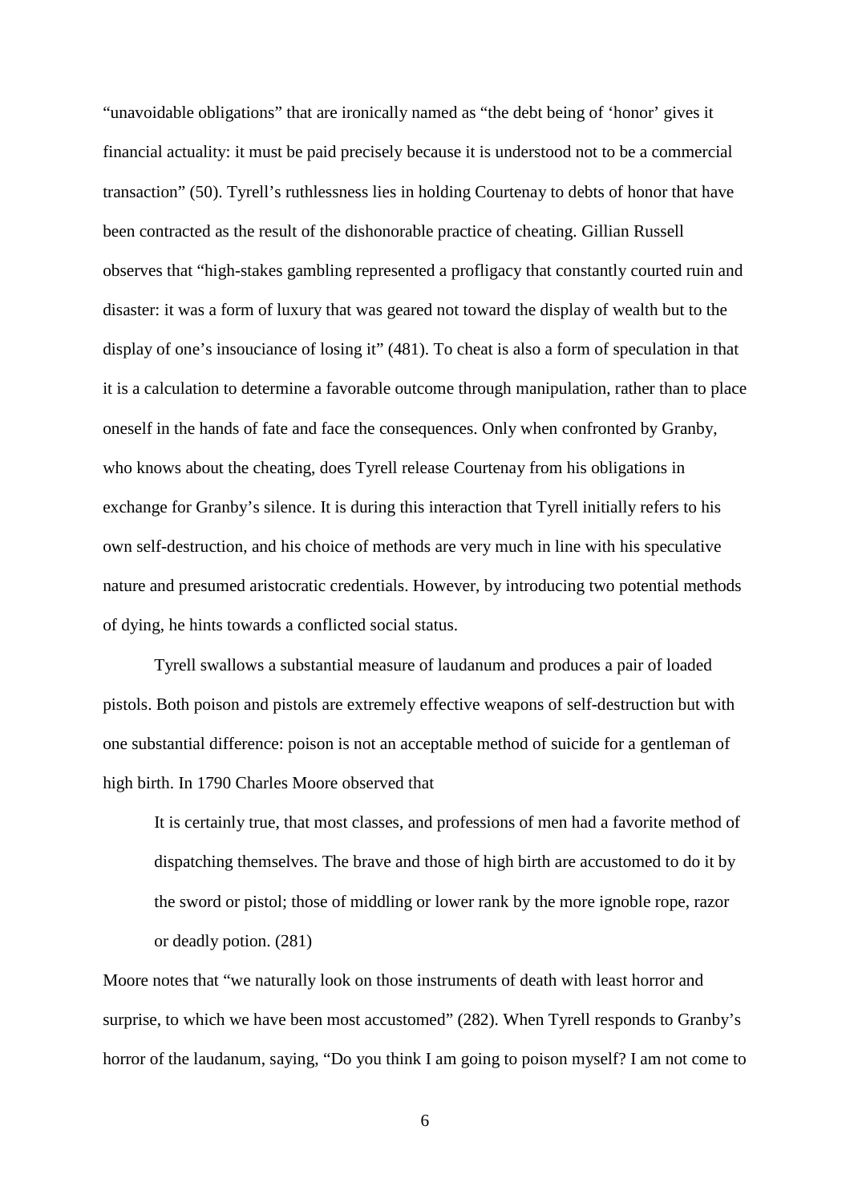"unavoidable obligations" that are ironically named as "the debt being of 'honor' gives it financial actuality: it must be paid precisely because it is understood not to be a commercial transaction" (50). Tyrell's ruthlessness lies in holding Courtenay to debts of honor that have been contracted as the result of the dishonorable practice of cheating. Gillian Russell observes that "high-stakes gambling represented a profligacy that constantly courted ruin and disaster: it was a form of luxury that was geared not toward the display of wealth but to the display of one's insouciance of losing it" (481). To cheat is also a form of speculation in that it is a calculation to determine a favorable outcome through manipulation, rather than to place oneself in the hands of fate and face the consequences. Only when confronted by Granby, who knows about the cheating, does Tyrell release Courtenay from his obligations in exchange for Granby's silence. It is during this interaction that Tyrell initially refers to his own self-destruction, and his choice of methods are very much in line with his speculative nature and presumed aristocratic credentials. However, by introducing two potential methods of dying, he hints towards a conflicted social status.

Tyrell swallows a substantial measure of laudanum and produces a pair of loaded pistols. Both poison and pistols are extremely effective weapons of self-destruction but with one substantial difference: poison is not an acceptable method of suicide for a gentleman of high birth. In 1790 Charles Moore observed that

> It is certainly true, that most classes, and professions of men had a favorite method of dispatching themselves. The brave and those of high birth are accustomed to do it by the sword or pistol; those of middling or lower rank by the more ignoble rope, razor or deadly potion. (281)

Moore notes that "we naturally look on those instruments of death with least horror and surprise, to which we have been most accustomed" (282). When Tyrell responds to Granby's horror of the laudanum, saying, "Do you think I am going to poison myself? I am not come to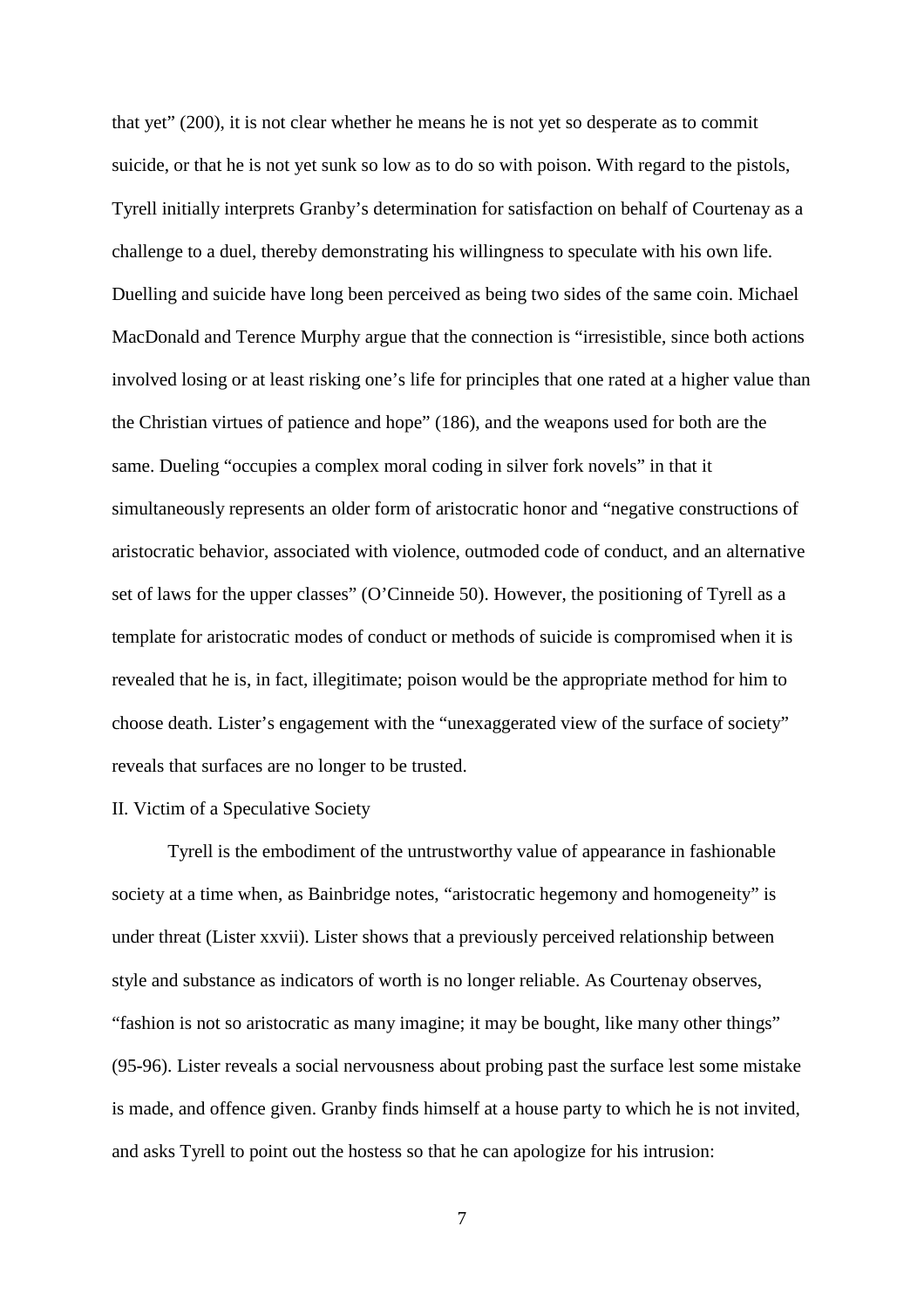that yet" (200), it is not clear whether he means he is not yet so desperate as to commit suicide, or that he is not yet sunk so low as to do so with poison. With regard to the pistols, Tyrell initially interprets Granby's determination for satisfaction on behalf of Courtenay as a challenge to a duel, thereby demonstrating his willingness to speculate with his own life. Duelling and suicide have long been perceived as being two sides of the same coin. Michael MacDonald and Terence Murphy argue that the connection is "irresistible, since both actions involved losing or at least risking one's life for principles that one rated at a higher value than the Christian virtues of patience and hope" (186), and the weapons used for both are the same. Dueling "occupies a complex moral coding in silver fork novels" in that it simultaneously represents an older form of aristocratic honor and "negative constructions of aristocratic behavior, associated with violence, outmoded code of conduct, and an alternative set of laws for the upper classes" (O'Cinneide 50). However, the positioning of Tyrell as a template for aristocratic modes of conduct or methods of suicide is compromised when it is revealed that he is, in fact, illegitimate; poison would be the appropriate method for him to choose death. Lister's engagement with the "unexaggerated view of the surface of society" reveals that surfaces are no longer to be trusted.

## II. Victim of a Speculative Society

Tyrell is the embodiment of the untrustworthy value of appearance in fashionable society at a time when, as Bainbridge notes, "aristocratic hegemony and homogeneity" is under threat (Lister xxvii). Lister shows that a previously perceived relationship between style and substance as indicators of worth is no longer reliable. As Courtenay observes, "fashion is not so aristocratic as many imagine; it may be bought, like many other things" (95-96). Lister reveals a social nervousness about probing past the surface lest some mistake is made, and offence given. Granby finds himself at a house party to which he is not invited, and asks Tyrell to point out the hostess so that he can apologize for his intrusion: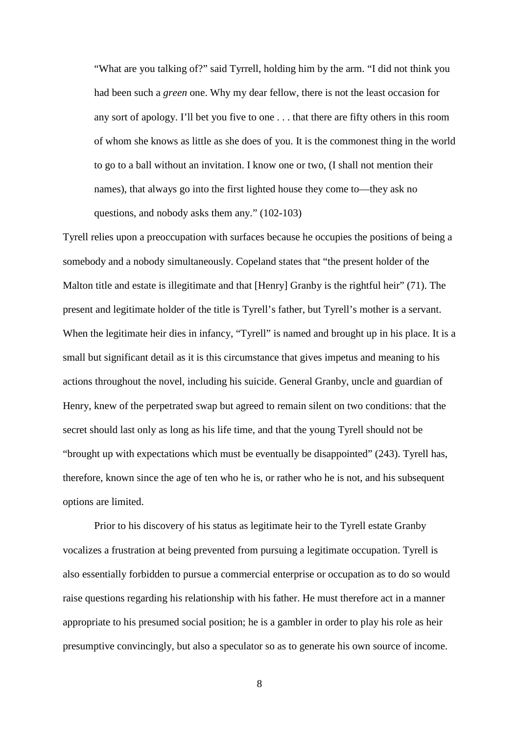> "What are you talking of?" said Tyrrell, holding him by the arm. "I did not think you had been such a *green* one. Why my dear fellow, there is not the least occasion for any sort of apology. I'll bet you five to one . . . that there are fifty others in this room of whom she knows as little as she does of you. It is the commonest thing in the world to go to a ball without an invitation. I know one or two, (I shall not mention their names), that always go into the first lighted house they come to—they ask no questions, and nobody asks them any." (102-103)

Tyrell relies upon a preoccupation with surfaces because he occupies the positions of being a somebody and a nobody simultaneously. Copeland states that "the present holder of the Malton title and estate is illegitimate and that [Henry] Granby is the rightful heir" (71). The present and legitimate holder of the title is Tyrell's father, but Tyrell's mother is a servant. When the legitimate heir dies in infancy, "Tyrell" is named and brought up in his place. It is a small but significant detail as it is this circumstance that gives impetus and meaning to his actions throughout the novel, including his suicide. General Granby, uncle and guardian of Henry, knew of the perpetrated swap but agreed to remain silent on two conditions: that the secret should last only as long as his life time, and that the young Tyrell should not be "brought up with expectations which must be eventually be disappointed" (243). Tyrell has, therefore, known since the age of ten who he is, or rather who he is not, and his subsequent options are limited.

Prior to his discovery of his status as legitimate heir to the Tyrell estate Granby vocalizes a frustration at being prevented from pursuing a legitimate occupation. Tyrell is also essentially forbidden to pursue a commercial enterprise or occupation as to do so would raise questions regarding his relationship with his father. He must therefore act in a manner appropriate to his presumed social position; he is a gambler in order to play his role as heir presumptive convincingly, but also a speculator so as to generate his own source of income.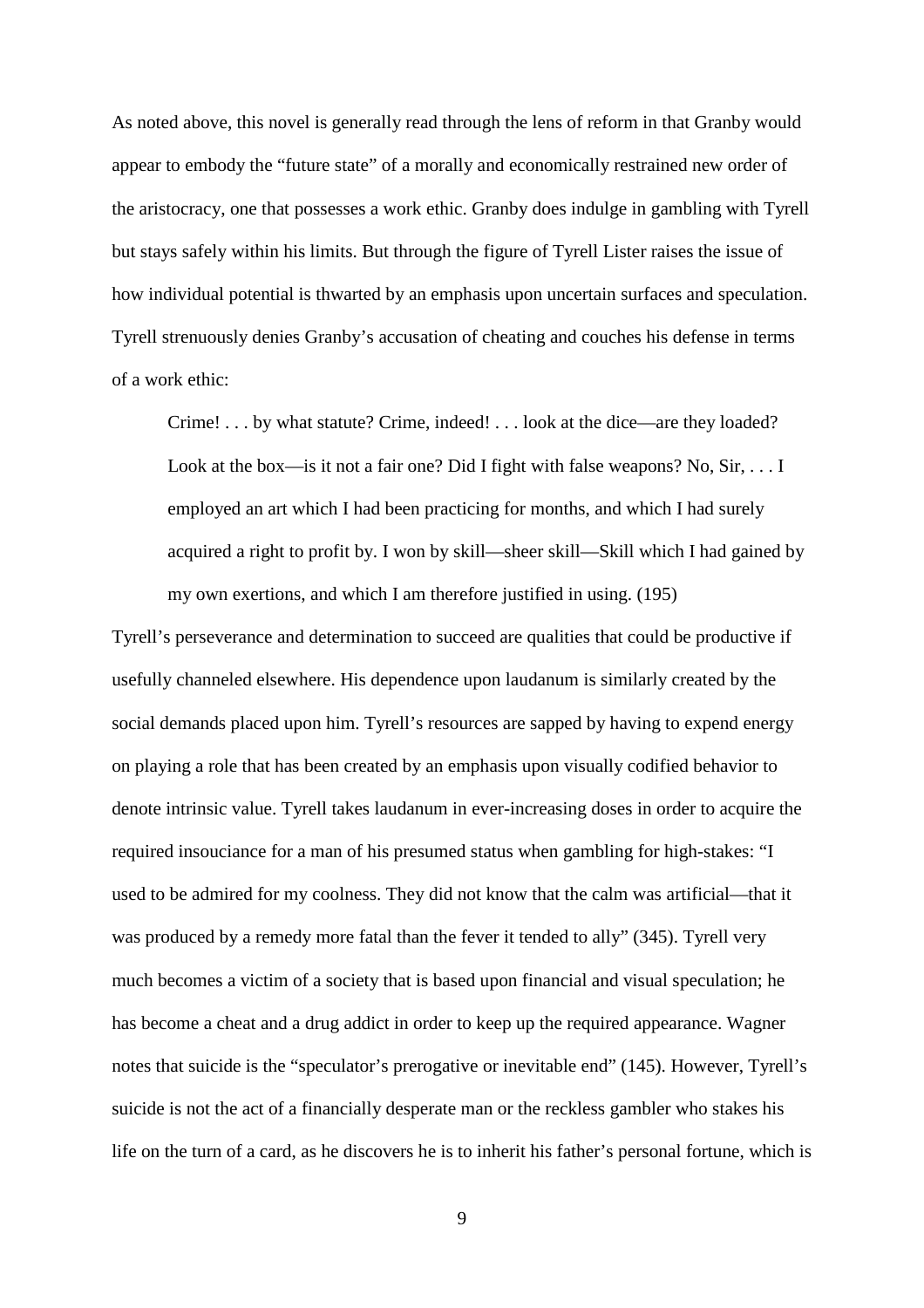As noted above, this novel is generally read through the lens of reform in that Granby would appear to embody the "future state" of a morally and economically restrained new order of the aristocracy, one that possesses a work ethic. Granby does indulge in gambling with Tyrell but stays safely within his limits. But through the figure of Tyrell Lister raises the issue of how individual potential is thwarted by an emphasis upon uncertain surfaces and speculation. Tyrell strenuously denies Granby's accusation of cheating and couches his defense in terms of a work ethic:

> Crime! . . . by what statute? Crime, indeed! . . . look at the dice—are they loaded? Look at the box—is it not a fair one? Did I fight with false weapons? No, Sir, . . . I employed an art which I had been practicing for months, and which I had surely acquired a right to profit by. I won by skill—sheer skill—Skill which I had gained by my own exertions, and which I am therefore justified in using. (195)

Tyrell's perseverance and determination to succeed are qualities that could be productive if usefully channeled elsewhere. His dependence upon laudanum is similarly created by the social demands placed upon him. Tyrell's resources are sapped by having to expend energy on playing a role that has been created by an emphasis upon visually codified behavior to denote intrinsic value. Tyrell takes laudanum in ever-increasing doses in order to acquire the required insouciance for a man of his presumed status when gambling for high-stakes: "I used to be admired for my coolness. They did not know that the calm was artificial—that it was produced by a remedy more fatal than the fever it tended to ally" (345). Tyrell very much becomes a victim of a society that is based upon financial and visual speculation; he has become a cheat and a drug addict in order to keep up the required appearance. Wagner notes that suicide is the "speculator's prerogative or inevitable end" (145). However, Tyrell's suicide is not the act of a financially desperate man or the reckless gambler who stakes his life on the turn of a card, as he discovers he is to inherit his father's personal fortune, which is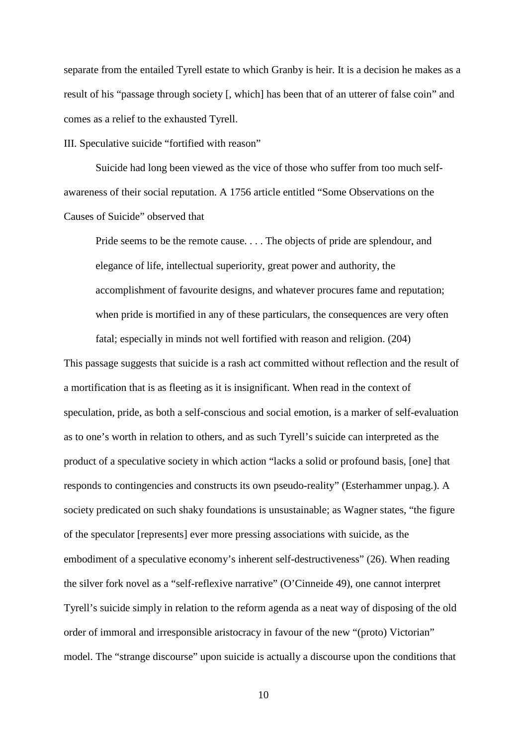separate from the entailed Tyrell estate to which Granby is heir. It is a decision he makes as a result of his "passage through society [, which] has been that of an utterer of false coin" and comes as a relief to the exhausted Tyrell.

## III. Speculative suicide "fortified with reason"

Suicide had long been viewed as the vice of those who suffer from too much self-awareness of their social reputation. A 1756 article entitled "Some Observations on the Causes of Suicide" observed that

> Pride seems to be the remote cause. . . . The objects of pride are splendour, and elegance of life, intellectual superiority, great power and authority, the accomplishment of favourite designs, and whatever procures fame and reputation; when pride is mortified in any of these particulars, the consequences are very often fatal; especially in minds not well fortified with reason and religion. (204)

This passage suggests that suicide is a rash act committed without reflection and the result of a mortification that is as fleeting as it is insignificant. When read in the context of speculation, pride, as both a self-conscious and social emotion, is a marker of self-evaluation as to one's worth in relation to others, and as such Tyrell's suicide can interpreted as the product of a speculative society in which action "lacks a solid or profound basis, [one] that responds to contingencies and constructs its own pseudo-reality" (Esterhammer unpag.). A society predicated on such shaky foundations is unsustainable; as Wagner states, "the figure of the speculator [represents] ever more pressing associations with suicide, as the embodiment of a speculative economy's inherent self-destructiveness" (26). When reading the silver fork novel as a "self-reflexive narrative" (O'Cinneide 49), one cannot interpret Tyrell's suicide simply in relation to the reform agenda as a neat way of disposing of the old order of immoral and irresponsible aristocracy in favour of the new "(proto) Victorian" model. The "strange discourse" upon suicide is actually a discourse upon the conditions that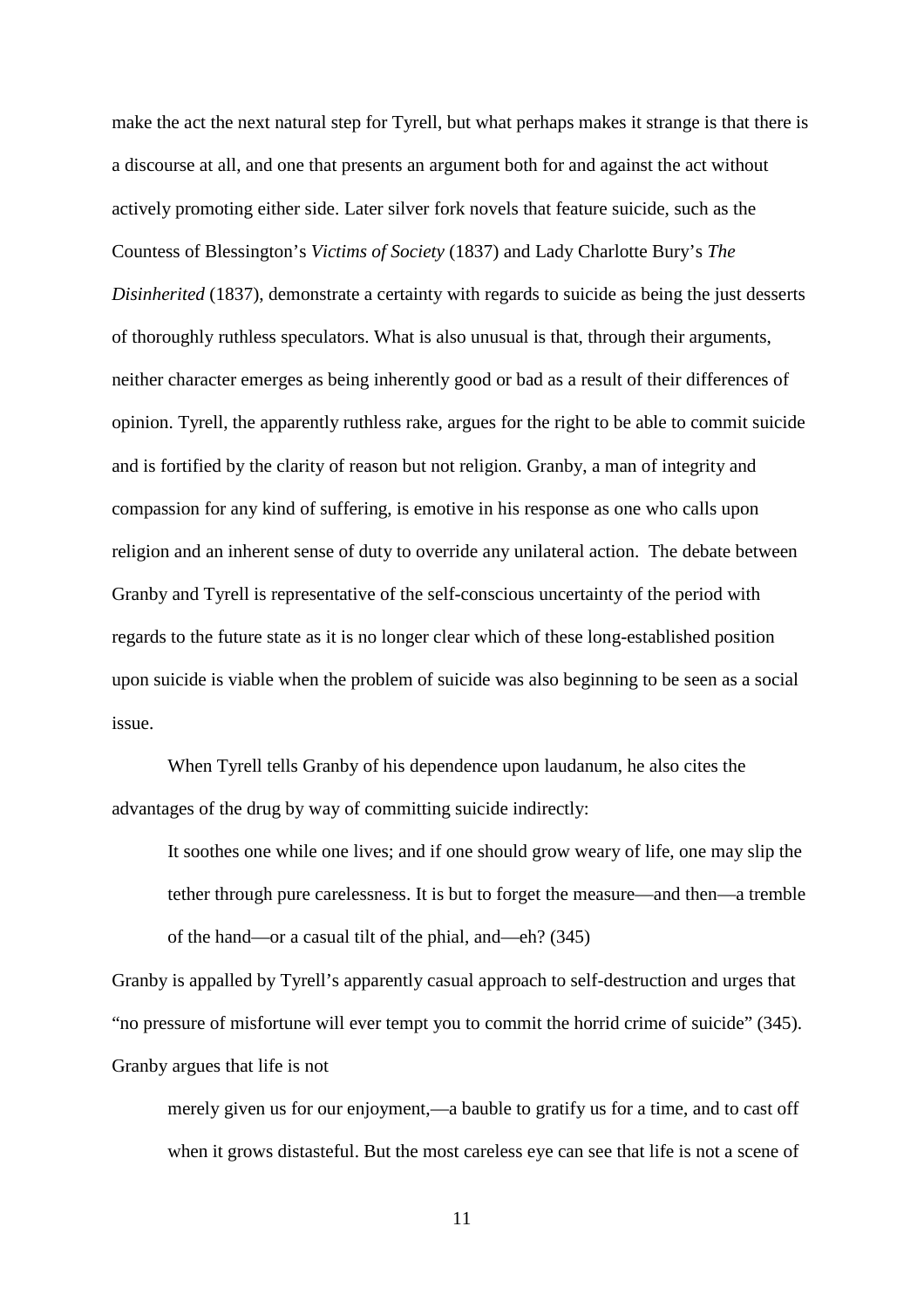make the act the next natural step for Tyrell, but what perhaps makes it strange is that there is a discourse at all, and one that presents an argument both for and against the act without actively promoting either side. Later silver fork novels that feature suicide, such as the Countess of Blessington's *Victims of Society* (1837) and Lady Charlotte Bury's *The Disinherited* (1837), demonstrate a certainty with regards to suicide as being the just desserts of thoroughly ruthless speculators. What is also unusual is that, through their arguments, neither character emerges as being inherently good or bad as a result of their differences of opinion. Tyrell, the apparently ruthless rake, argues for the right to be able to commit suicide and is fortified by the clarity of reason but not religion. Granby, a man of integrity and compassion for any kind of suffering, is emotive in his response as one who calls upon religion and an inherent sense of duty to override any unilateral action. The debate between Granby and Tyrell is representative of the self-conscious uncertainty of the period with regards to the future state as it is no longer clear which of these long-established position upon suicide is viable when the problem of suicide was also beginning to be seen as a social issue.

When Tyrell tells Granby of his dependence upon laudanum, he also cites the advantages of the drug by way of committing suicide indirectly:

> It soothes one while one lives; and if one should grow weary of life, one may slip the tether through pure carelessness. It is but to forget the measure—and then—a tremble of the hand—or a casual tilt of the phial, and—eh? (345)

Granby is appalled by Tyrell's apparently casual approach to self-destruction and urges that "no pressure of misfortune will ever tempt you to commit the horrid crime of suicide" (345). Granby argues that life is not

> merely given us for our enjoyment,—a bauble to gratify us for a time, and to cast off when it grows distasteful. But the most careless eye can see that life is not a scene of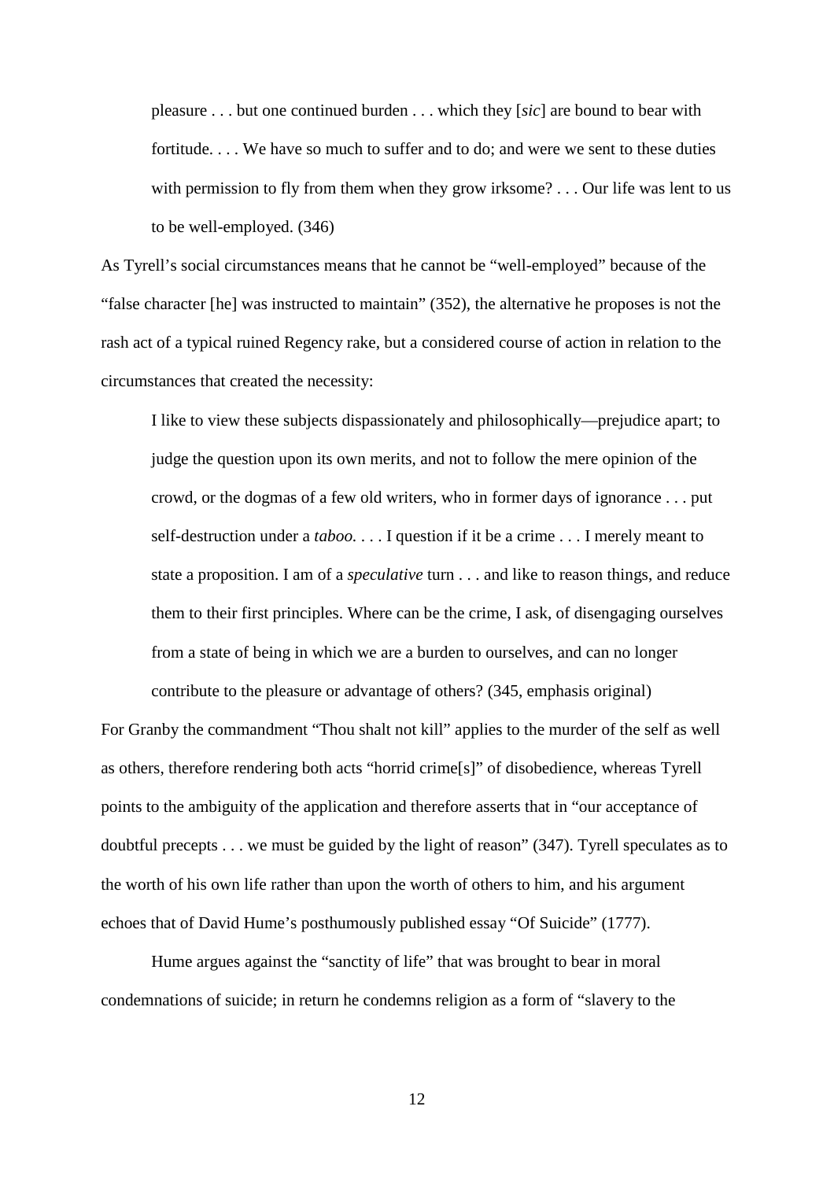> pleasure . . . but one continued burden . . . which they [*sic*] are bound to bear with fortitude. . . . We have so much to suffer and to do; and were we sent to these duties with permission to fly from them when they grow irksome? . . . Our life was lent to us to be well-employed. (346)

As Tyrell's social circumstances means that he cannot be "well-employed" because of the "false character [he] was instructed to maintain" (352), the alternative he proposes is not the rash act of a typical ruined Regency rake, but a considered course of action in relation to the circumstances that created the necessity:

> I like to view these subjects dispassionately and philosophically—prejudice apart; to judge the question upon its own merits, and not to follow the mere opinion of the crowd, or the dogmas of a few old writers, who in former days of ignorance . . . put self-destruction under a *taboo*. . . . I question if it be a crime . . . I merely meant to state a proposition. I am of a *speculative* turn . . . and like to reason things, and reduce them to their first principles. Where can be the crime, I ask, of disengaging ourselves from a state of being in which we are a burden to ourselves, and can no longer contribute to the pleasure or advantage of others? (345, emphasis original)

For Granby the commandment "Thou shalt not kill" applies to the murder of the self as well as others, therefore rendering both acts "horrid crime[s]" of disobedience, whereas Tyrell points to the ambiguity of the application and therefore asserts that in "our acceptance of doubtful precepts . . . we must be guided by the light of reason" (347). Tyrell speculates as to the worth of his own life rather than upon the worth of others to him, and his argument echoes that of David Hume's posthumously published essay "Of Suicide" (1777).

Hume argues against the "sanctity of life" that was brought to bear in moral condemnations of suicide; in return he condemns religion as a form of "slavery to the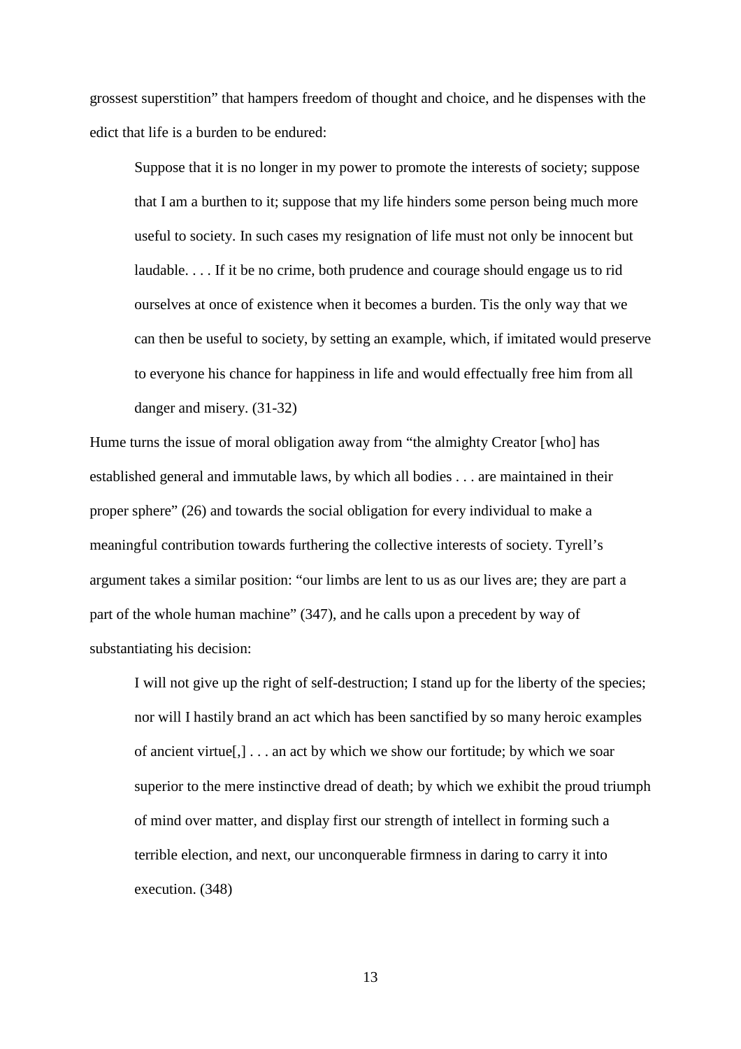grossest superstition" that hampers freedom of thought and choice, and he dispenses with the edict that life is a burden to be endured:

> Suppose that it is no longer in my power to promote the interests of society; suppose that I am a burthen to it; suppose that my life hinders some person being much more useful to society. In such cases my resignation of life must not only be innocent but laudable. . . . If it be no crime, both prudence and courage should engage us to rid ourselves at once of existence when it becomes a burden. Tis the only way that we can then be useful to society, by setting an example, which, if imitated would preserve to everyone his chance for happiness in life and would effectually free him from all danger and misery. (31-32)

Hume turns the issue of moral obligation away from "the almighty Creator [who] has established general and immutable laws, by which all bodies . . . are maintained in their proper sphere" (26) and towards the social obligation for every individual to make a meaningful contribution towards furthering the collective interests of society. Tyrell's argument takes a similar position: "our limbs are lent to us as our lives are; they are part a part of the whole human machine" (347), and he calls upon a precedent by way of substantiating his decision:

> I will not give up the right of self-destruction; I stand up for the liberty of the species; nor will I hastily brand an act which has been sanctified by so many heroic examples of ancient virtue[,] . . . an act by which we show our fortitude; by which we soar superior to the mere instinctive dread of death; by which we exhibit the proud triumph of mind over matter, and display first our strength of intellect in forming such a terrible election, and next, our unconquerable firmness in daring to carry it into execution. (348)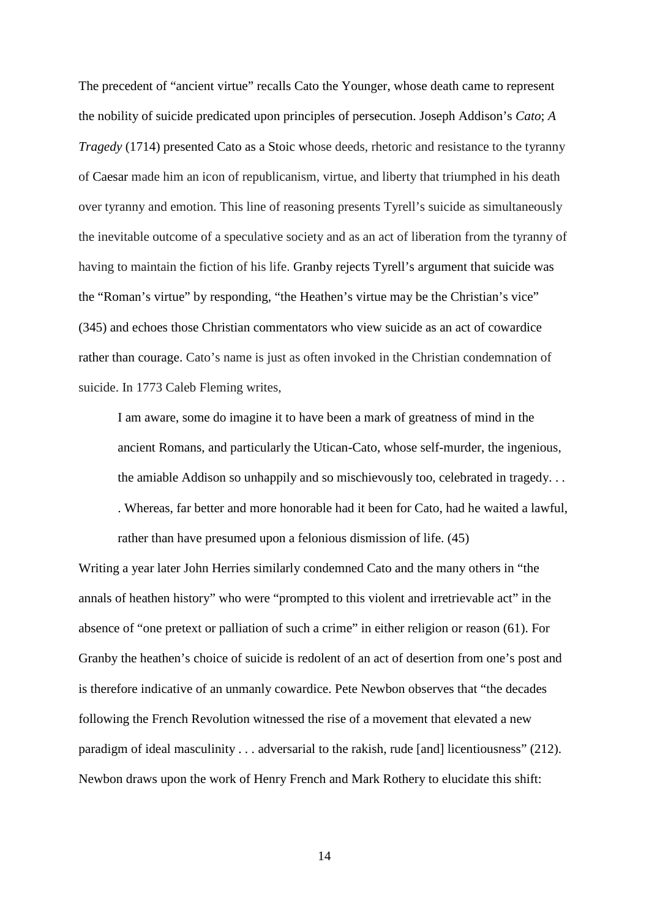The precedent of "ancient virtue" recalls Cato the Younger, whose death came to represent the nobility of suicide predicated upon principles of persecution. Joseph Addison's *Cato*; *A Tragedy* (1714) presented Cato as a Stoic whose deeds, rhetoric and resistance to the tyranny of Caesar made him an icon of republicanism, virtue, and liberty that triumphed in his death over tyranny and emotion. This line of reasoning presents Tyrell's suicide as simultaneously the inevitable outcome of a speculative society and as an act of liberation from the tyranny of having to maintain the fiction of his life. Granby rejects Tyrell's argument that suicide was the "Roman's virtue" by responding, "the Heathen's virtue may be the Christian's vice" (345) and echoes those Christian commentators who view suicide as an act of cowardice rather than courage. Cato's name is just as often invoked in the Christian condemnation of suicide. In 1773 Caleb Fleming writes,

> I am aware, some do imagine it to have been a mark of greatness of mind in the ancient Romans, and particularly the Utican-Cato, whose self-murder, the ingenious, the amiable Addison so unhappily and so mischievously too, celebrated in tragedy. . . . Whereas, far better and more honorable had it been for Cato, had he waited a lawful, rather than have presumed upon a felonious dismission of life. (45)

Writing a year later John Herries similarly condemned Cato and the many others in "the annals of heathen history" who were "prompted to this violent and irretrievable act" in the absence of "one pretext or palliation of such a crime" in either religion or reason (61). For Granby the heathen's choice of suicide is redolent of an act of desertion from one's post and is therefore indicative of an unmanly cowardice. Pete Newbon observes that "the decades following the French Revolution witnessed the rise of a movement that elevated a new paradigm of ideal masculinity . . . adversarial to the rakish, rude [and] licentiousness" (212). Newbon draws upon the work of Henry French and Mark Rothery to elucidate this shift: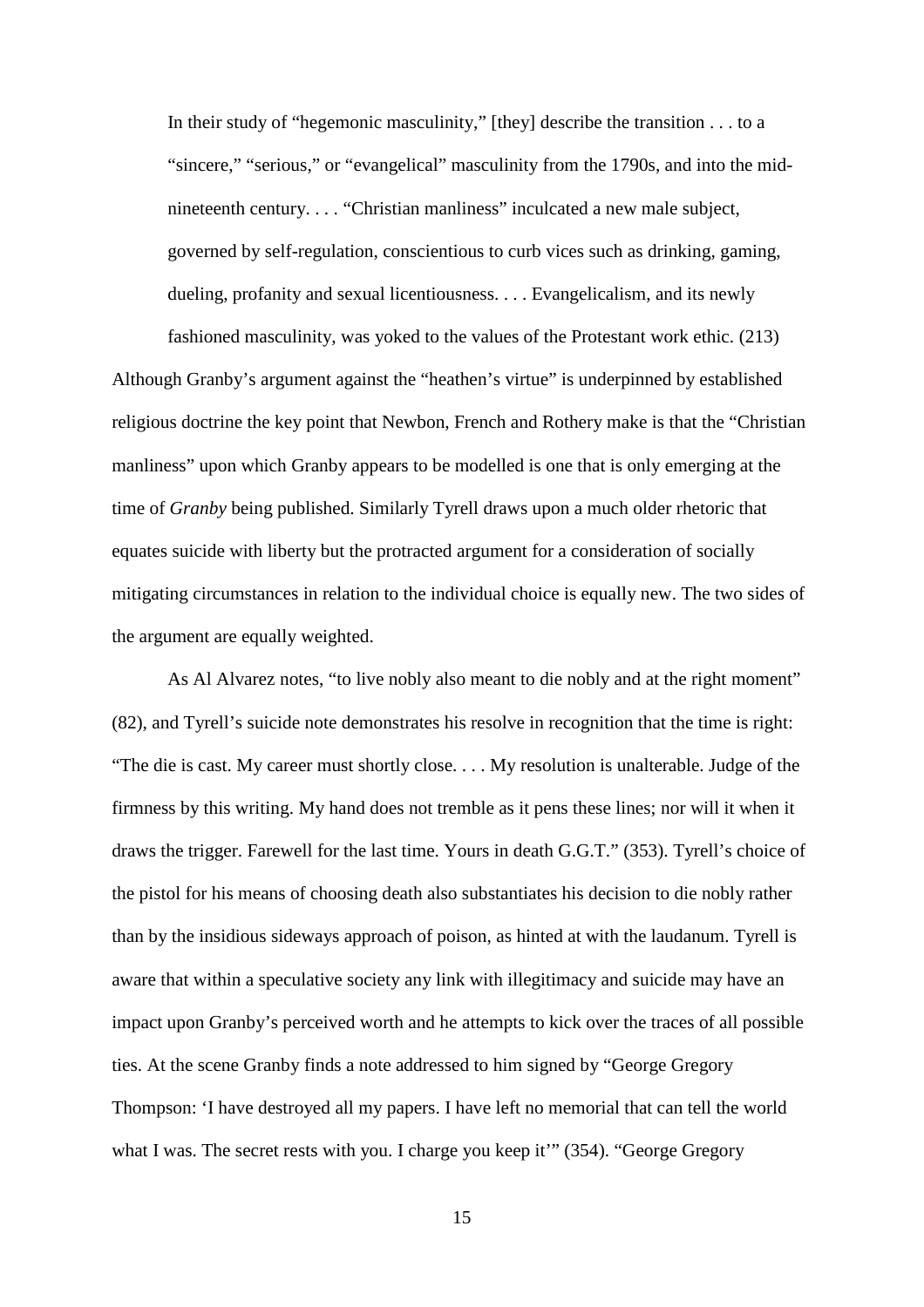> In their study of "hegemonic masculinity," [they] describe the transition . . . to a "sincere," "serious," or "evangelical" masculinity from the 1790s, and into the mid-nineteenth century. . . . "Christian manliness" inculcated a new male subject, governed by self-regulation, conscientious to curb vices such as drinking, gaming, dueling, profanity and sexual licentiousness. . . . Evangelicalism, and its newly fashioned masculinity, was yoked to the values of the Protestant work ethic. (213)

Although Granby's argument against the "heathen's virtue" is underpinned by established religious doctrine the key point that Newbon, French and Rothery make is that the "Christian manliness" upon which Granby appears to be modelled is one that is only emerging at the time of *Granby* being published. Similarly Tyrell draws upon a much older rhetoric that equates suicide with liberty but the protracted argument for a consideration of socially mitigating circumstances in relation to the individual choice is equally new. The two sides of the argument are equally weighted.

As Al Alvarez notes, "to live nobly also meant to die nobly and at the right moment" (82), and Tyrell's suicide note demonstrates his resolve in recognition that the time is right: "The die is cast. My career must shortly close. . . . My resolution is unalterable. Judge of the firmness by this writing. My hand does not tremble as it pens these lines; nor will it when it draws the trigger. Farewell for the last time. Yours in death G.G.T." (353). Tyrell's choice of the pistol for his means of choosing death also substantiates his decision to die nobly rather than by the insidious sideways approach of poison, as hinted at with the laudanum. Tyrell is aware that within a speculative society any link with illegitimacy and suicide may have an impact upon Granby's perceived worth and he attempts to kick over the traces of all possible ties. At the scene Granby finds a note addressed to him signed by "George Gregory Thompson: 'I have destroyed all my papers. I have left no memorial that can tell the world what I was. The secret rests with you. I charge you keep it'" (354). "George Gregory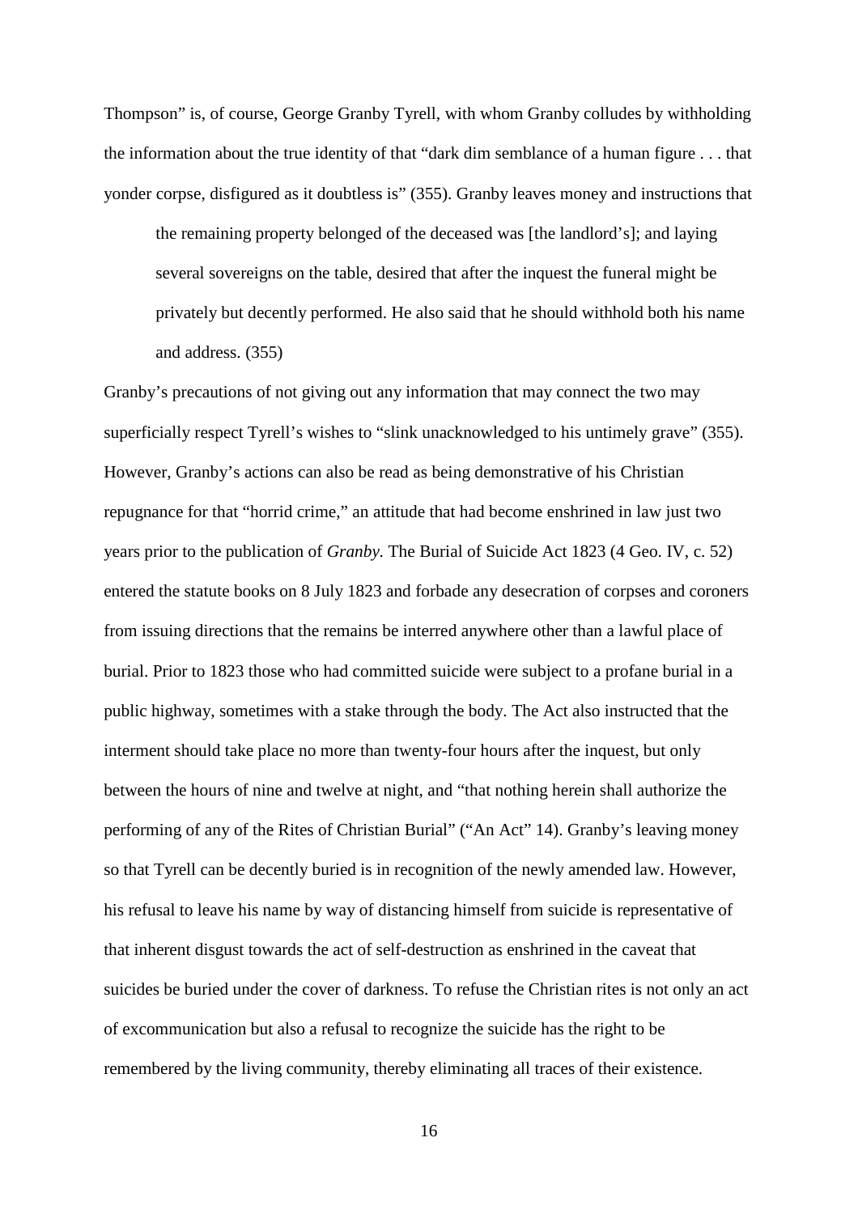Thompson" is, of course, George Granby Tyrell, with whom Granby colludes by withholding the information about the true identity of that "dark dim semblance of a human figure . . . that yonder corpse, disfigured as it doubtless is" (355). Granby leaves money and instructions that

> the remaining property belonged of the deceased was [the landlord's]; and laying several sovereigns on the table, desired that after the inquest the funeral might be privately but decently performed. He also said that he should withhold both his name and address. (355)

Granby's precautions of not giving out any information that may connect the two may superficially respect Tyrell's wishes to "slink unacknowledged to his untimely grave" (355). However, Granby's actions can also be read as being demonstrative of his Christian repugnance for that "horrid crime," an attitude that had become enshrined in law just two years prior to the publication of *Granby.* The Burial of Suicide Act 1823 (4 Geo. IV, c. 52) entered the statute books on 8 July 1823 and forbade any desecration of corpses and coroners from issuing directions that the remains be interred anywhere other than a lawful place of burial. Prior to 1823 those who had committed suicide were subject to a profane burial in a public highway, sometimes with a stake through the body. The Act also instructed that the interment should take place no more than twenty-four hours after the inquest, but only between the hours of nine and twelve at night, and "that nothing herein shall authorize the performing of any of the Rites of Christian Burial" ("An Act" 14). Granby's leaving money so that Tyrell can be decently buried is in recognition of the newly amended law. However, his refusal to leave his name by way of distancing himself from suicide is representative of that inherent disgust towards the act of self-destruction as enshrined in the caveat that suicides be buried under the cover of darkness. To refuse the Christian rites is not only an act of excommunication but also a refusal to recognize the suicide has the right to be remembered by the living community, thereby eliminating all traces of their existence.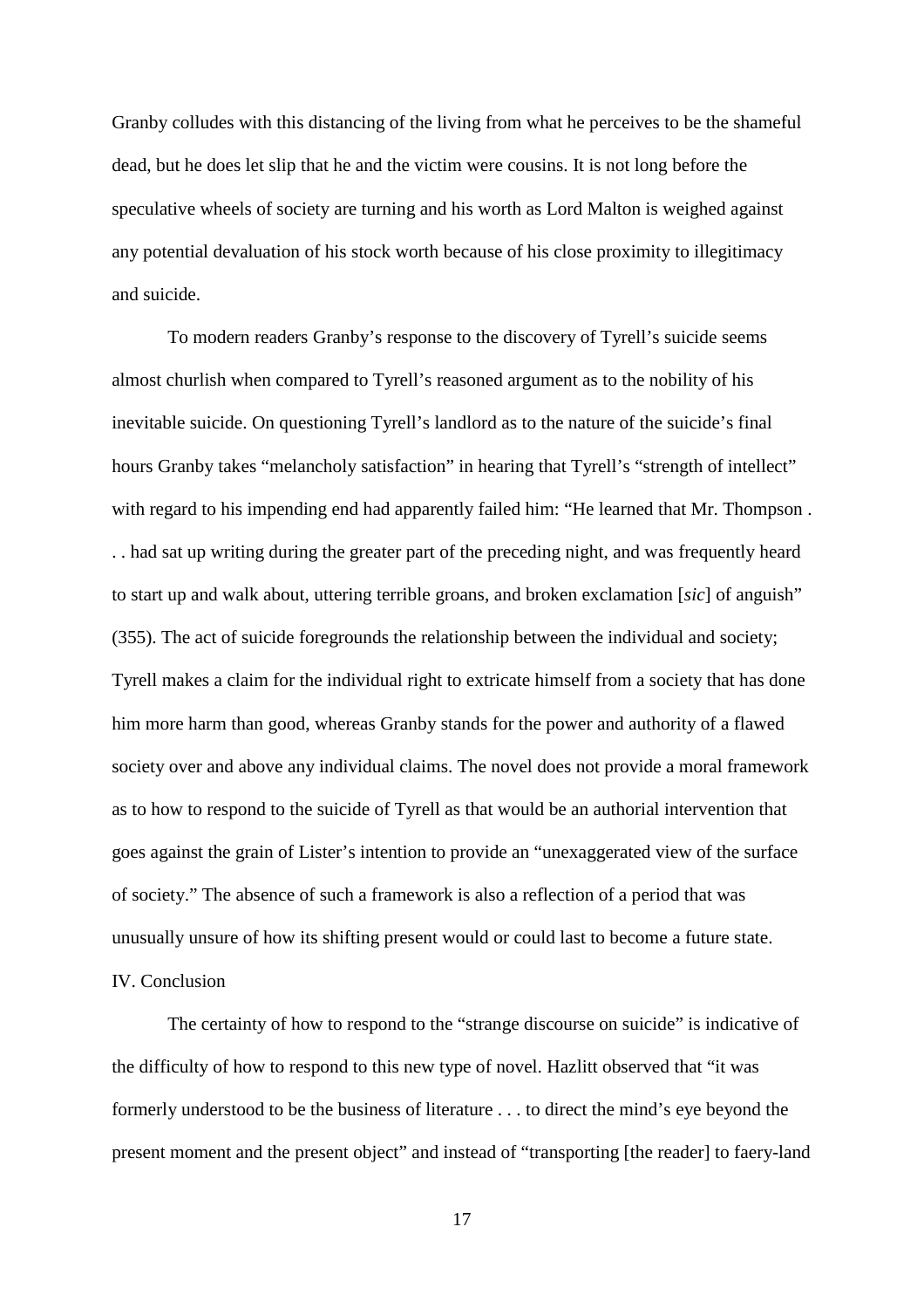Granby colludes with this distancing of the living from what he perceives to be the shameful dead, but he does let slip that he and the victim were cousins. It is not long before the speculative wheels of society are turning and his worth as Lord Malton is weighed against any potential devaluation of his stock worth because of his close proximity to illegitimacy and suicide.

To modern readers Granby's response to the discovery of Tyrell's suicide seems almost churlish when compared to Tyrell's reasoned argument as to the nobility of his inevitable suicide. On questioning Tyrell's landlord as to the nature of the suicide's final hours Granby takes "melancholy satisfaction" in hearing that Tyrell's "strength of intellect" with regard to his impending end had apparently failed him: "He learned that Mr. Thompson . . . had sat up writing during the greater part of the preceding night, and was frequently heard to start up and walk about, uttering terrible groans, and broken exclamation [*sic*] of anguish" (355). The act of suicide foregrounds the relationship between the individual and society; Tyrell makes a claim for the individual right to extricate himself from a society that has done him more harm than good, whereas Granby stands for the power and authority of a flawed society over and above any individual claims. The novel does not provide a moral framework as to how to respond to the suicide of Tyrell as that would be an authorial intervention that goes against the grain of Lister's intention to provide an "unexaggerated view of the surface of society." The absence of such a framework is also a reflection of a period that was unusually unsure of how its shifting present would or could last to become a future state.

## IV. Conclusion

The certainty of how to respond to the "strange discourse on suicide" is indicative of the difficulty of how to respond to this new type of novel. Hazlitt observed that "it was formerly understood to be the business of literature . . . to direct the mind's eye beyond the present moment and the present object" and instead of "transporting [the reader] to faery-land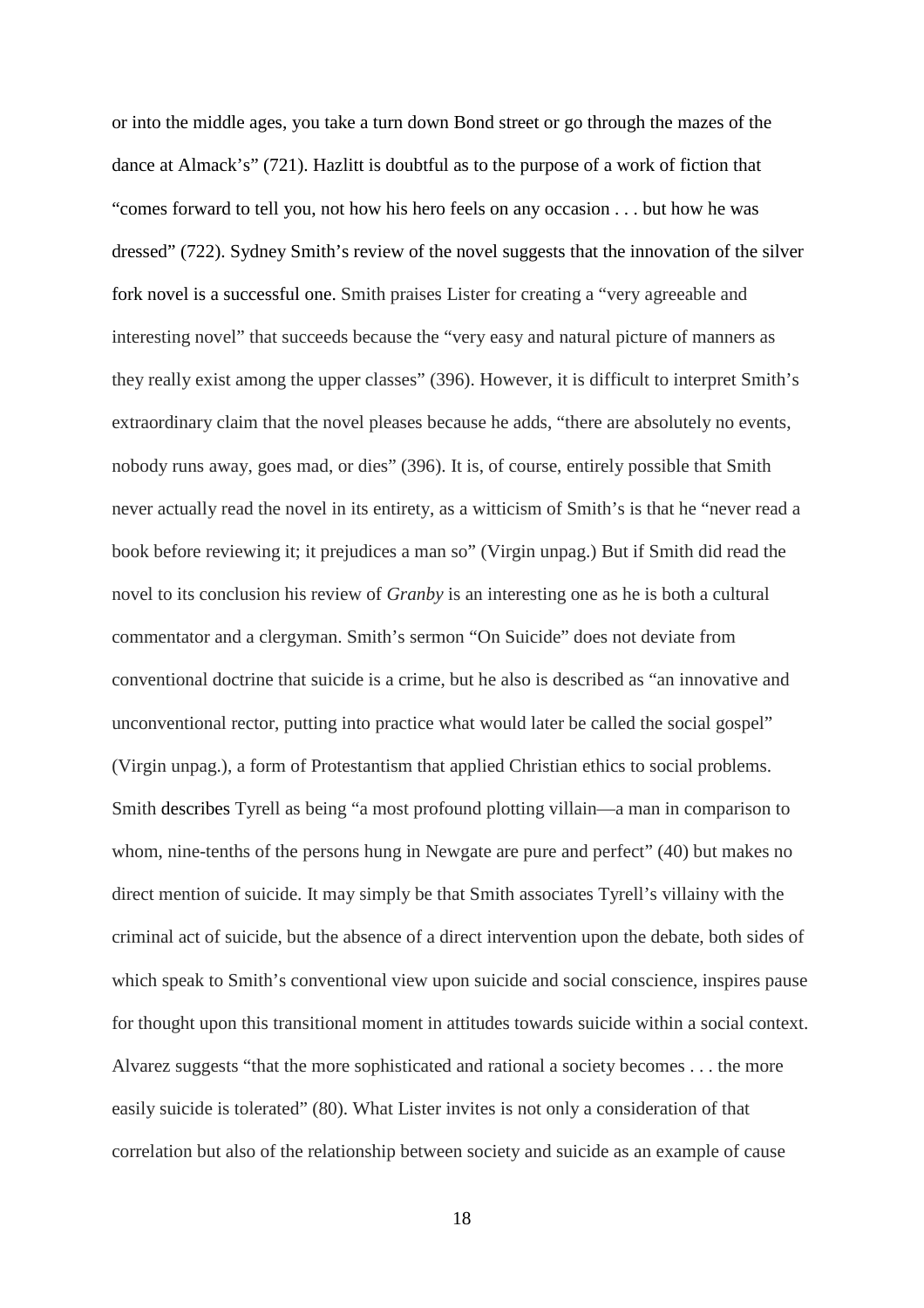or into the middle ages, you take a turn down Bond street or go through the mazes of the dance at Almack's" (721). Hazlitt is doubtful as to the purpose of a work of fiction that "comes forward to tell you, not how his hero feels on any occasion . . . but how he was dressed" (722). Sydney Smith's review of the novel suggests that the innovation of the silver fork novel is a successful one. Smith praises Lister for creating a "very agreeable and interesting novel" that succeeds because the "very easy and natural picture of manners as they really exist among the upper classes" (396). However, it is difficult to interpret Smith's extraordinary claim that the novel pleases because he adds, "there are absolutely no events, nobody runs away, goes mad, or dies" (396). It is, of course, entirely possible that Smith never actually read the novel in its entirety, as a witticism of Smith's is that he "never read a book before reviewing it; it prejudices a man so" (Virgin unpag.) But if Smith did read the novel to its conclusion his review of *Granby* is an interesting one as he is both a cultural commentator and a clergyman. Smith's sermon "On Suicide" does not deviate from conventional doctrine that suicide is a crime, but he also is described as "an innovative and unconventional rector, putting into practice what would later be called the social gospel" (Virgin unpag.), a form of Protestantism that applied Christian ethics to social problems. Smith describes Tyrell as being "a most profound plotting villain—a man in comparison to whom, nine-tenths of the persons hung in Newgate are pure and perfect" (40) but makes no direct mention of suicide. It may simply be that Smith associates Tyrell's villainy with the criminal act of suicide, but the absence of a direct intervention upon the debate, both sides of which speak to Smith's conventional view upon suicide and social conscience, inspires pause for thought upon this transitional moment in attitudes towards suicide within a social context. Alvarez suggests "that the more sophisticated and rational a society becomes . . . the more easily suicide is tolerated" (80). What Lister invites is not only a consideration of that correlation but also of the relationship between society and suicide as an example of cause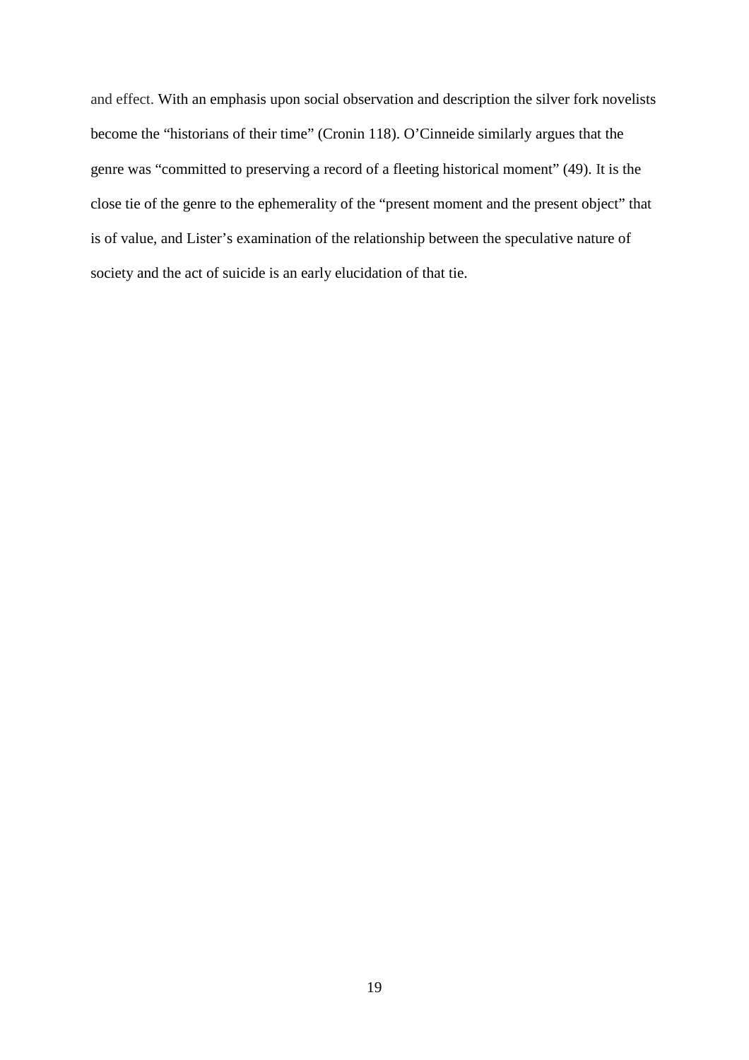and effect. With an emphasis upon social observation and description the silver fork novelists become the "historians of their time" (Cronin 118). O'Cinneide similarly argues that the genre was "committed to preserving a record of a fleeting historical moment" (49). It is the close tie of the genre to the ephemerality of the "present moment and the present object" that is of value, and Lister's examination of the relationship between the speculative nature of society and the act of suicide is an early elucidation of that tie.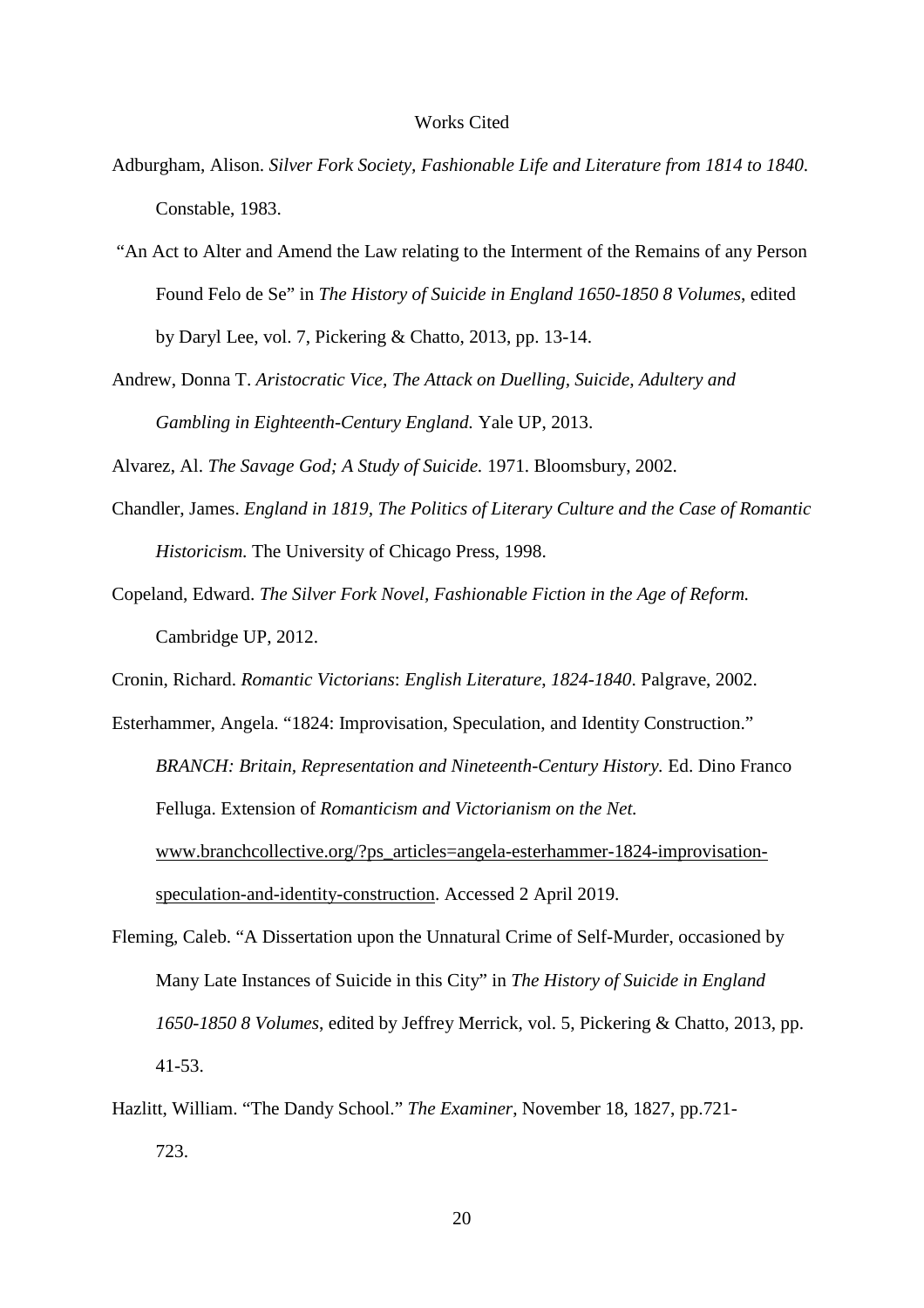Works Cited

Adburgham, Alison. *Silver Fork Society, Fashionable Life and Literature from 1814 to 1840.* Constable, 1983.

"An Act to Alter and Amend the Law relating to the Interment of the Remains of any Person Found Felo de Se" in *The History of Suicide in England 1650-1850 8 Volumes*, edited by Daryl Lee, vol. 7, Pickering & Chatto, 2013, pp. 13-14.

Andrew, Donna T. *Aristocratic Vice, The Attack on Duelling, Suicide, Adultery and Gambling in Eighteenth-Century England.* Yale UP, 2013.

Alvarez, Al. *The Savage God; A Study of Suicide.* 1971. Bloomsbury, 2002.

Chandler, James. *England in 1819, The Politics of Literary Culture and the Case of Romantic Historicism.* The University of Chicago Press, 1998.

Copeland, Edward. *The Silver Fork Novel, Fashionable Fiction in the Age of Reform.* Cambridge UP, 2012.

Cronin, Richard. *Romantic Victorians*: *English Literature*, *1824-1840*. Palgrave, 2002.

Esterhammer, Angela. "1824: Improvisation, Speculation, and Identity Construction." *BRANCH: Britain, Representation and Nineteenth-Century History.* Ed. Dino Franco Felluga. Extension of *Romanticism and Victorianism on the Net.* www.branchcollective.org/?ps_articles=angela-esterhammer-1824-improvisation-speculation-and-identity-construction. Accessed 2 April 2019.

Fleming, Caleb. "A Dissertation upon the Unnatural Crime of Self-Murder, occasioned by Many Late Instances of Suicide in this City" in *The History of Suicide in England 1650-1850 8 Volumes*, edited by Jeffrey Merrick, vol. 5, Pickering & Chatto, 2013, pp. 41-53.

Hazlitt, William. "The Dandy School." *The Examiner*, November 18, 1827, pp.721-723.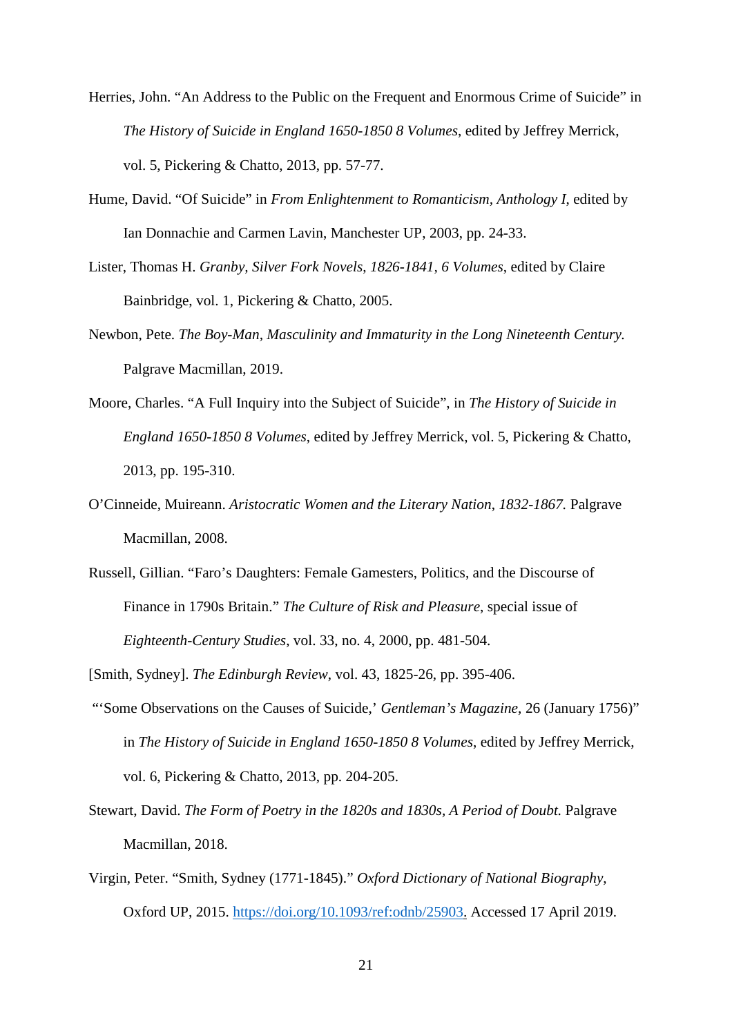Herries, John. "An Address to the Public on the Frequent and Enormous Crime of Suicide" in *The History of Suicide in England 1650-1850 8 Volumes*, edited by Jeffrey Merrick, vol. 5, Pickering & Chatto, 2013, pp. 57-77.

Hume, David. "Of Suicide" in *From Enlightenment to Romanticism, Anthology I*, edited by Ian Donnachie and Carmen Lavin, Manchester UP, 2003, pp. 24-33.

Lister, Thomas H. *Granby, Silver Fork Novels, 1826-1841, 6 Volumes*, edited by Claire Bainbridge, vol. 1, Pickering & Chatto, 2005.

Newbon, Pete. *The Boy-Man, Masculinity and Immaturity in the Long Nineteenth Century.* Palgrave Macmillan, 2019.

Moore, Charles. "A Full Inquiry into the Subject of Suicide", in *The History of Suicide in England 1650-1850 8 Volumes*, edited by Jeffrey Merrick, vol. 5, Pickering & Chatto, 2013, pp. 195-310.

O'Cinneide, Muireann. *Aristocratic Women and the Literary Nation, 1832-1867.* Palgrave Macmillan, 2008.

Russell, Gillian. "Faro's Daughters: Female Gamesters, Politics, and the Discourse of Finance in 1790s Britain." *The Culture of Risk and Pleasure*, special issue of *Eighteenth-Century Studies*, vol. 33, no. 4, 2000, pp. 481-504.

[Smith, Sydney]. *The Edinburgh Review*, vol. 43, 1825-26, pp. 395-406.

"'Some Observations on the Causes of Suicide,' *Gentleman's Magazine*, 26 (January 1756)" in *The History of Suicide in England 1650-1850 8 Volumes*, edited by Jeffrey Merrick, vol. 6, Pickering & Chatto, 2013, pp. 204-205.

Stewart, David. *The Form of Poetry in the 1820s and 1830s, A Period of Doubt.* Palgrave Macmillan, 2018.

Virgin, Peter. "Smith, Sydney (1771-1845)." *Oxford Dictionary of National Biography*, Oxford UP, 2015. https://doi.org/10.1093/ref:odnb/25903. Accessed 17 April 2019.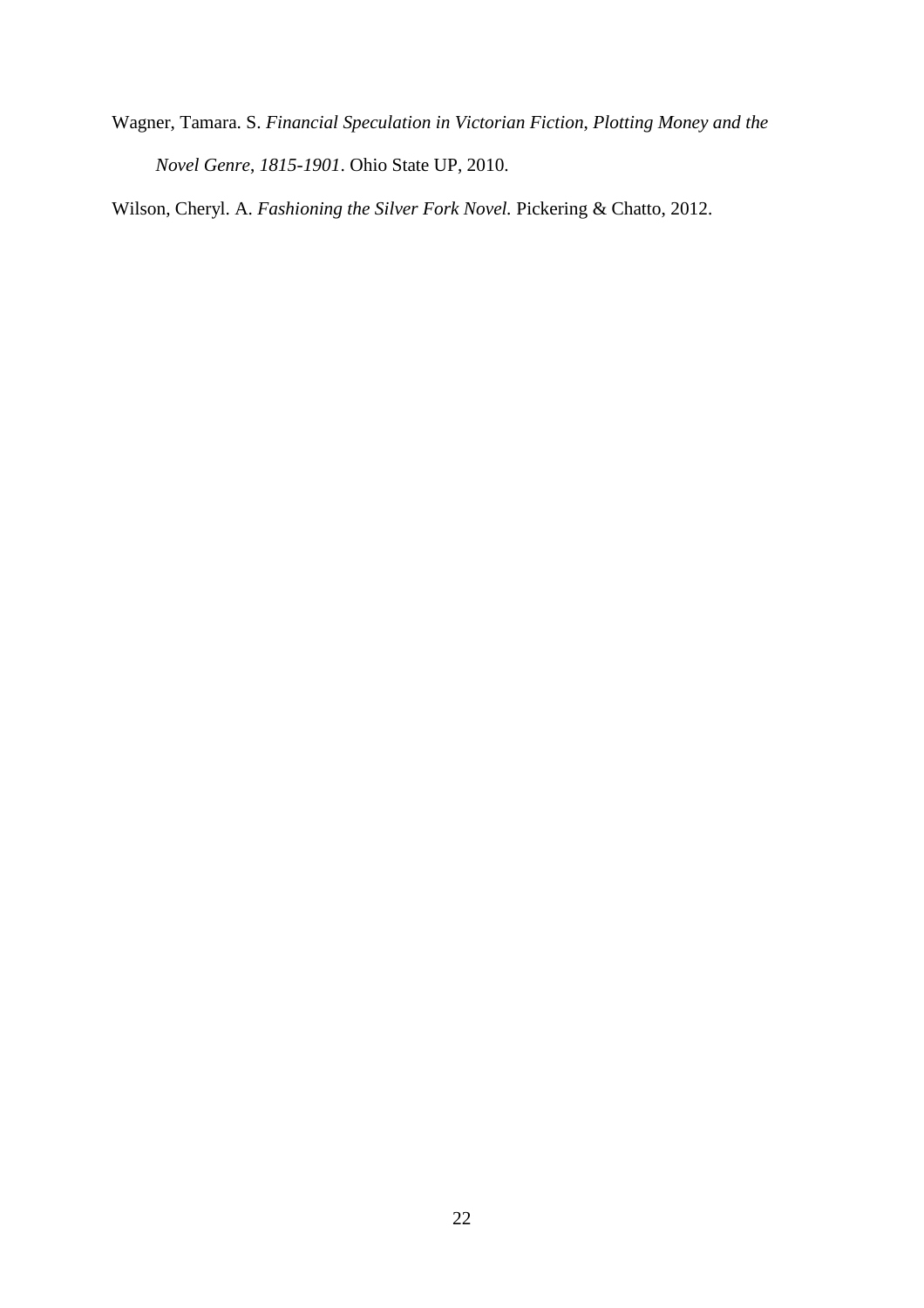Wagner, Tamara. S. *Financial Speculation in Victorian Fiction, Plotting Money and the Novel Genre, 1815-1901*. Ohio State UP, 2010.

Wilson, Cheryl. A. *Fashioning the Silver Fork Novel.* Pickering & Chatto, 2012.